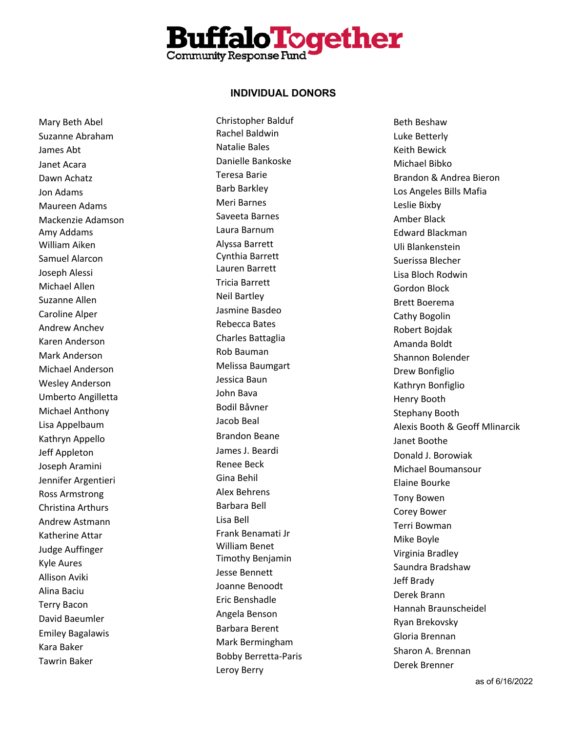# BuffaloTogether Community Response Fund

## INDIVIDUAL DONORS

Mary Beth Abel
Suzanne Abraham
James Abt
Janet Acara
Dawn Achatz
Jon Adams
Maureen Adams
Mackenzie Adamson
Amy Addams
William Aiken
Samuel Alarcon
Joseph Alessi
Michael Allen
Suzanne Allen
Caroline Alper
Andrew Anchev
Karen Anderson
Mark Anderson
Michael Anderson
Wesley Anderson
Umberto Angilletta
Michael Anthony
Lisa Appelbaum
Kathryn Appello
Jeff Appleton
Joseph Aramini
Jennifer Argentieri
Ross Armstrong
Christina Arthurs
Andrew Astmann
Katherine Attar
Judge Auffinger
Kyle Aures
Allison Aviki
Alina Baciu
Terry Bacon
David Baeumler
Emiley Bagalawis
Kara Baker
Tawrin Baker
Christopher Balduf
Rachel Baldwin
Natalie Bales
Danielle Bankoske
Teresa Barie
Barb Barkley
Meri Barnes
Saveeta Barnes
Laura Barnum
Alyssa Barrett
Cynthia Barrett
Lauren Barrett
Tricia Barrett
Neil Bartley
Jasmine Basdeo
Rebecca Bates
Charles Battaglia
Rob Bauman
Melissa Baumgart
Jessica Baun
John Bava
Bodil Båvner
Jacob Beal
Brandon Beane
James J. Beardi
Renee Beck
Gina Behil
Alex Behrens
Barbara Bell
Lisa Bell
Frank Benamati Jr
William Benet
Timothy Benjamin
Jesse Bennett
Joanne Benoodt
Eric Benshadle
Angela Benson
Barbara Berent
Mark Bermingham
Bobby Berretta-Paris
Leroy Berry
Beth Beshaw
Luke Betterly
Keith Bewick
Michael Bibko
Brandon & Andrea Bieron
Los Angeles Bills Mafia
Leslie Bixby
Amber Black
Edward Blackman
Uli Blankenstein
Suerissa Blecher
Lisa Bloch Rodwin
Gordon Block
Brett Boerema
Cathy Bogolin
Robert Bojdak
Amanda Boldt
Shannon Bolender
Drew Bonfiglio
Kathryn Bonfiglio
Henry Booth
Stephany Booth
Alexis Booth & Geoff Mlinarcik
Janet Boothe
Donald J. Borowiak
Michael Boumansour
Elaine Bourke
Tony Bowen
Corey Bower
Terri Bowman
Mike Boyle
Virginia Bradley
Saundra Bradshaw
Jeff Brady
Derek Brann
Hannah Braunscheidel
Ryan Brekovsky
Gloria Brennan
Sharon A. Brennan
Derek Brenner

as of 6/16/2022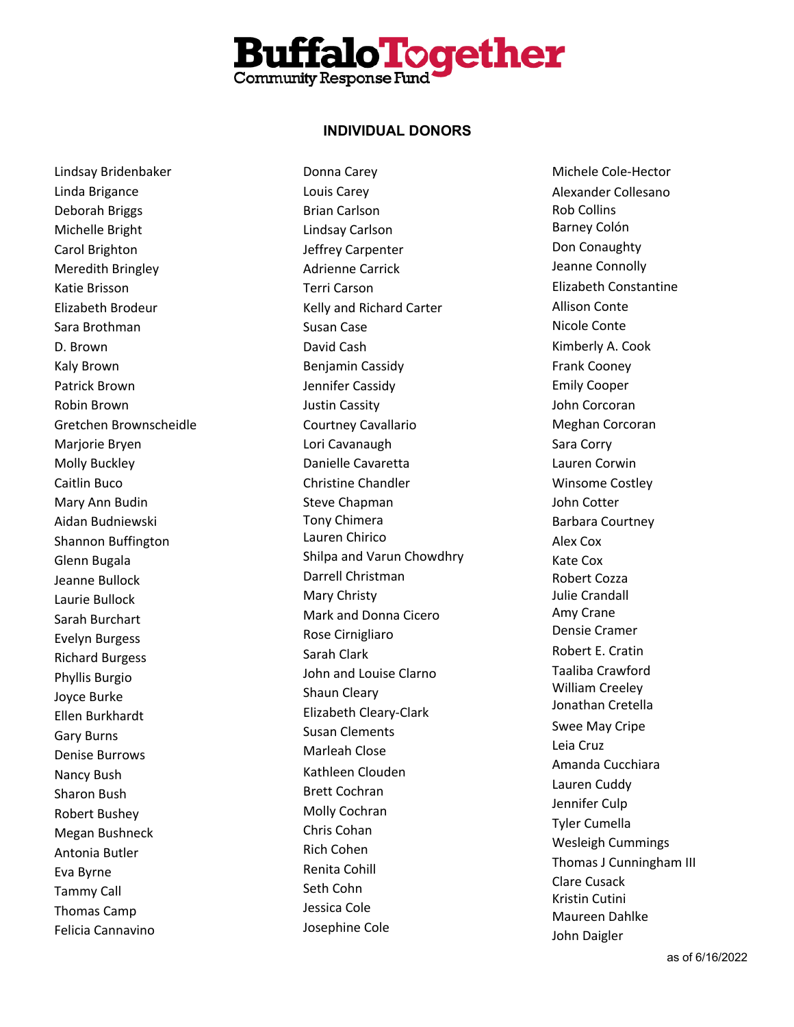# BuffaloTogether Community Response Fund

## INDIVIDUAL DONORS

Lindsay Bridenbaker
Linda Brigance
Deborah Briggs
Michelle Bright
Carol Brighton
Meredith Bringley
Katie Brisson
Elizabeth Brodeur
Sara Brothman
D. Brown
Kaly Brown
Patrick Brown
Robin Brown
Gretchen Brownscheidle
Marjorie Bryen
Molly Buckley
Caitlin Buco
Mary Ann Budin
Aidan Budniewski
Shannon Buffington
Glenn Bugala
Jeanne Bullock
Laurie Bullock
Sarah Burchart
Evelyn Burgess
Richard Burgess
Phyllis Burgio
Joyce Burke
Ellen Burkhardt
Gary Burns
Denise Burrows
Nancy Bush
Sharon Bush
Robert Bushey
Megan Bushneck
Antonia Butler
Eva Byrne
Tammy Call
Thomas Camp
Felicia Cannavino
Donna Carey
Louis Carey
Brian Carlson
Lindsay Carlson
Jeffrey Carpenter
Adrienne Carrick
Terri Carson
Kelly and Richard Carter
Susan Case
David Cash
Benjamin Cassidy
Jennifer Cassidy
Justin Cassity
Courtney Cavallario
Lori Cavanaugh
Danielle Cavaretta
Christine Chandler
Steve Chapman
Tony Chimera
Lauren Chirico
Shilpa and Varun Chowdhry
Darrell Christman
Mary Christy
Mark and Donna Cicero
Rose Cirnigliaro
Sarah Clark
John and Louise Clarno
Shaun Cleary
Elizabeth Cleary-Clark
Susan Clements
Marleah Close
Kathleen Clouden
Brett Cochran
Molly Cochran
Chris Cohan
Rich Cohen
Renita Cohill
Seth Cohn
Jessica Cole
Josephine Cole
Michele Cole-Hector
Alexander Collesano
Rob Collins
Barney Colón
Don Conaughty
Jeanne Connolly
Elizabeth Constantine
Allison Conte
Nicole Conte
Kimberly A. Cook
Frank Cooney
Emily Cooper
John Corcoran
Meghan Corcoran
Sara Corry
Lauren Corwin
Winsome Costley
John Cotter
Barbara Courtney
Alex Cox
Kate Cox
Robert Cozza
Julie Crandall
Amy Crane
Densie Cramer
Robert E. Cratin
Taaliba Crawford
William Creeley
Jonathan Cretella
Swee May Cripe
Leia Cruz
Amanda Cucchiara
Lauren Cuddy
Jennifer Culp
Tyler Cumella
Wesleigh Cummings
Thomas J Cunningham III
Clare Cusack
Kristin Cutini
Maureen Dahlke
John Daigler

as of 6/16/2022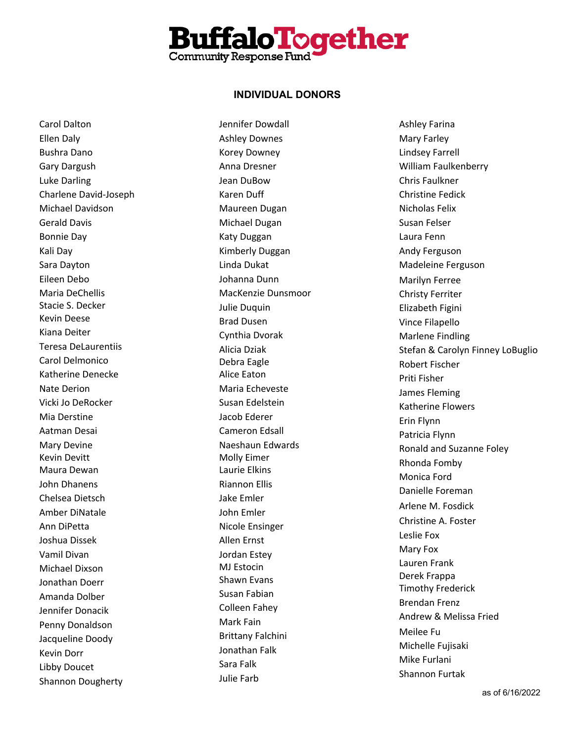# BuffaloTogether Community Response Fund

## INDIVIDUAL DONORS

Carol Dalton
Ellen Daly
Bushra Dano
Gary Dargush
Luke Darling
Charlene David-Joseph
Michael Davidson
Gerald Davis
Bonnie Day
Kali Day
Sara Dayton
Eileen Debo
Maria DeChellis
Stacie S. Decker
Kevin Deese
Kiana Deiter
Teresa DeLaurentiis
Carol Delmonico
Katherine Denecke
Nate Derion
Vicki Jo DeRocker
Mia Derstine
Aatman Desai
Mary Devine
Kevin Devitt
Maura Dewan
John Dhanens
Chelsea Dietsch
Amber DiNatale
Ann DiPetta
Joshua Dissek
Vamil Divan
Michael Dixson
Jonathan Doerr
Amanda Dolber
Jennifer Donacik
Penny Donaldson
Jacqueline Doody
Kevin Dorr
Libby Doucet
Shannon Dougherty
Jennifer Dowdall
Ashley Downes
Korey Downey
Anna Dresner
Jean DuBow
Karen Duff
Maureen Dugan
Michael Dugan
Katy Duggan
Kimberly Duggan
Linda Dukat
Johanna Dunn
MacKenzie Dunsmoor
Julie Duquin
Brad Dusen
Cynthia Dvorak
Alicia Dziak
Debra Eagle
Alice Eaton
Maria Echeveste
Susan Edelstein
Jacob Ederer
Cameron Edsall
Naeshaun Edwards
Molly Eimer
Laurie Elkins
Riannon Ellis
Jake Emler
John Emler
Nicole Ensinger
Allen Ernst
Jordan Estey
MJ Estocin
Shawn Evans
Susan Fabian
Colleen Fahey
Mark Fain
Brittany Falchini
Jonathan Falk
Sara Falk
Julie Farb
Ashley Farina
Mary Farley
Lindsey Farrell
William Faulkenberry
Chris Faulkner
Christine Fedick
Nicholas Felix
Susan Felser
Laura Fenn
Andy Ferguson
Madeleine Ferguson
Marilyn Ferree
Christy Ferriter
Elizabeth Figini
Vince Filapello
Marlene Findling
Stefan & Carolyn Finney LoBuglio
Robert Fischer
Priti Fisher
James Fleming
Katherine Flowers
Erin Flynn
Patricia Flynn
Ronald and Suzanne Foley
Rhonda Fomby
Monica Ford
Danielle Foreman
Arlene M. Fosdick
Christine A. Foster
Leslie Fox
Mary Fox
Lauren Frank
Derek Frappa
Timothy Frederick
Brendan Frenz
Andrew & Melissa Fried
Meilee Fu
Michelle Fujisaki
Mike Furlani
Shannon Furtak

as of 6/16/2022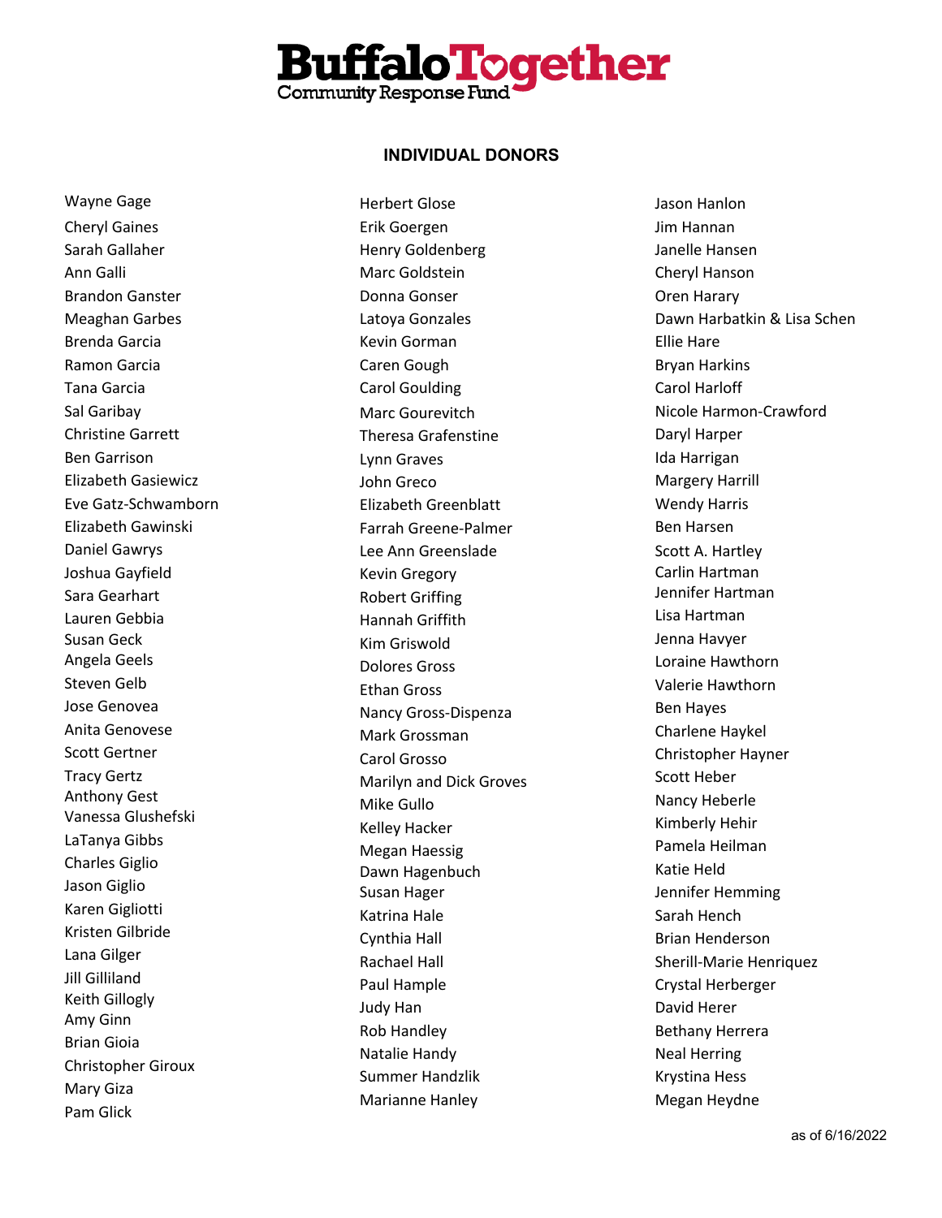## INDIVIDUAL DONORS

Wayne Gage
Cheryl Gaines
Sarah Gallaher
Ann Galli
Brandon Ganster
Meaghan Garbes
Brenda Garcia
Ramon Garcia
Tana Garcia
Sal Garibay
Christine Garrett
Ben Garrison
Elizabeth Gasiewicz
Eve Gatz-Schwamborn
Elizabeth Gawinski
Daniel Gawrys
Joshua Gayfield
Sara Gearhart
Lauren Gebbia
Susan Geck
Angela Geels
Steven Gelb
Jose Genovea
Anita Genovese
Scott Gertner
Tracy Gertz
Anthony Gest
Vanessa Glushefski
LaTanya Gibbs
Charles Giglio
Jason Giglio
Karen Gigliotti
Kristen Gilbride
Lana Gilger
Jill Gilliland
Keith Gillogly
Amy Ginn
Brian Gioia
Christopher Giroux
Mary Giza
Pam Glick

Herbert Glose
Erik Goergen
Henry Goldenberg
Marc Goldstein
Donna Gonser
Latoya Gonzales
Kevin Gorman
Caren Gough
Carol Goulding
Marc Gourevitch
Theresa Grafenstine
Lynn Graves
John Greco
Elizabeth Greenblatt
Farrah Greene-Palmer
Lee Ann Greenslade
Kevin Gregory
Robert Griffing
Hannah Griffith
Kim Griswold
Dolores Gross
Ethan Gross
Nancy Gross-Dispenza
Mark Grossman
Carol Grosso
Marilyn and Dick Groves
Mike Gullo
Kelley Hacker
Megan Haessig
Dawn Hagenbuch
Susan Hager
Katrina Hale
Cynthia Hall
Rachael Hall
Paul Hample
Judy Han
Rob Handley
Natalie Handy
Summer Handzlik
Marianne Hanley

Jason Hanlon
Jim Hannan
Janelle Hansen
Cheryl Hanson
Oren Harary
Dawn Harbatkin & Lisa Schen
Ellie Hare
Bryan Harkins
Carol Harloff
Nicole Harmon-Crawford
Daryl Harper
Ida Harrigan
Margery Harrill
Wendy Harris
Ben Harsen
Scott A. Hartley
Carlin Hartman
Jennifer Hartman
Lisa Hartman
Jenna Havyer
Loraine Hawthorn
Valerie Hawthorn
Ben Hayes
Charlene Haykel
Christopher Hayner
Scott Heber
Nancy Heberle
Kimberly Hehir
Pamela Heilman
Katie Held
Jennifer Hemming
Sarah Hench
Brian Henderson
Sherill-Marie Henriquez
Crystal Herberger
David Herer
Bethany Herrera
Neal Herring
Krystina Hess
Megan Heydne

as of 6/16/2022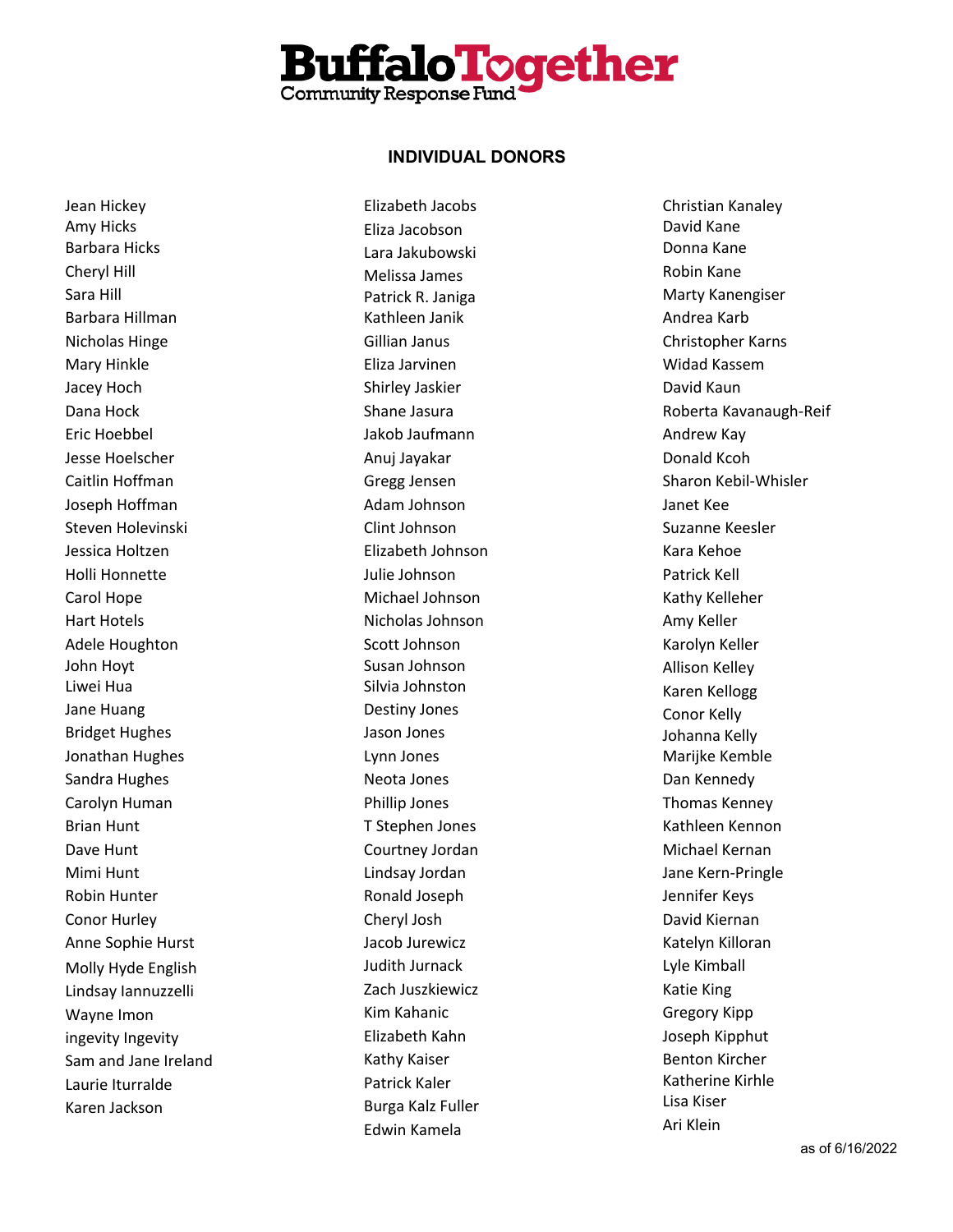# BuffaloTogether Community Response Fund

## INDIVIDUAL DONORS

Jean Hickey
Amy Hicks
Barbara Hicks
Cheryl Hill
Sara Hill
Barbara Hillman
Nicholas Hinge
Mary Hinkle
Jacey Hoch
Dana Hock
Eric Hoebbel
Jesse Hoelscher
Caitlin Hoffman
Joseph Hoffman
Steven Holevinski
Jessica Holtzen
Holli Honnette
Carol Hope
Hart Hotels
Adele Houghton
John Hoyt
Liwei Hua
Jane Huang
Bridget Hughes
Jonathan Hughes
Sandra Hughes
Carolyn Human
Brian Hunt
Dave Hunt
Mimi Hunt
Robin Hunter
Conor Hurley
Anne Sophie Hurst
Molly Hyde English
Lindsay Iannuzzelli
Wayne Imon
ingevity Ingevity
Sam and Jane Ireland
Laurie Iturralde
Karen Jackson

Elizabeth Jacobs
Eliza Jacobson
Lara Jakubowski
Melissa James
Patrick R. Janiga
Kathleen Janik
Gillian Janus
Eliza Jarvinen
Shirley Jaskier
Shane Jasura
Jakob Jaufmann
Anuj Jayakar
Gregg Jensen
Adam Johnson
Clint Johnson
Elizabeth Johnson
Julie Johnson
Michael Johnson
Nicholas Johnson
Scott Johnson
Susan Johnson
Silvia Johnston
Destiny Jones
Jason Jones
Lynn Jones
Neota Jones
Phillip Jones
T Stephen Jones
Courtney Jordan
Lindsay Jordan
Ronald Joseph
Cheryl Josh
Jacob Jurewicz
Judith Jurnack
Zach Juszkiewicz
Kim Kahanic
Elizabeth Kahn
Kathy Kaiser
Patrick Kaler
Burga Kalz Fuller
Edwin Kamela

Christian Kanaley
David Kane
Donna Kane
Robin Kane
Marty Kanengiser
Andrea Karb
Christopher Karns
Widad Kassem
David Kaun
Roberta Kavanaugh-Reif
Andrew Kay
Donald Kcoh
Sharon Kebil-Whisler
Janet Kee
Suzanne Keesler
Kara Kehoe
Patrick Kell
Kathy Kelleher
Amy Keller
Karolyn Keller
Allison Kelley
Karen Kellogg
Conor Kelly
Johanna Kelly
Marijke Kemble
Dan Kennedy
Thomas Kenney
Kathleen Kennon
Michael Kernan
Jane Kern-Pringle
Jennifer Keys
David Kiernan
Katelyn Killoran
Lyle Kimball
Katie King
Gregory Kipp
Joseph Kipphut
Benton Kircher
Katherine Kirhle
Lisa Kiser
Ari Klein

as of 6/16/2022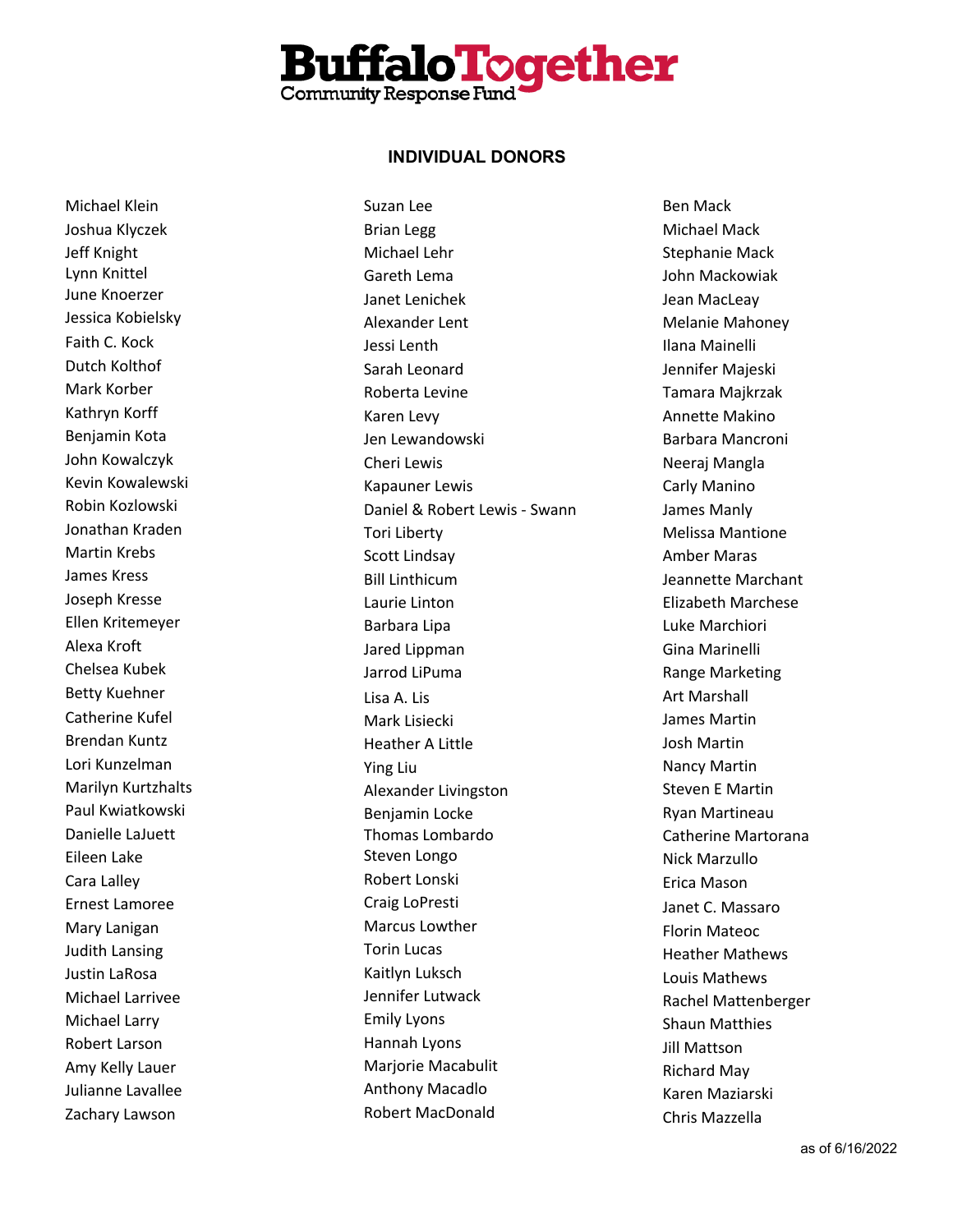# Buffalo Together Community Response Fund

## INDIVIDUAL DONORS

Michael Klein
Joshua Klyczek
Jeff Knight
Lynn Knittel
June Knoerzer
Jessica Kobielsky
Faith C. Kock
Dutch Kolthof
Mark Korber
Kathryn Korff
Benjamin Kota
John Kowalczyk
Kevin Kowalewski
Robin Kozlowski
Jonathan Kraden
Martin Krebs
James Kress
Joseph Kresse
Ellen Kritemeyer
Alexa Kroft
Chelsea Kubek
Betty Kuehner
Catherine Kufel
Brendan Kuntz
Lori Kunzelman
Marilyn Kurtzhalts
Paul Kwiatkowski
Danielle LaJuett
Eileen Lake
Cara Lalley
Ernest Lamoree
Mary Lanigan
Judith Lansing
Justin LaRosa
Michael Larrivee
Michael Larry
Robert Larson
Amy Kelly Lauer
Julianne Lavallee
Zachary Lawson

Suzan Lee
Brian Legg
Michael Lehr
Gareth Lema
Janet Lenichek
Alexander Lent
Jessi Lenth
Sarah Leonard
Roberta Levine
Karen Levy
Jen Lewandowski
Cheri Lewis
Kapauner Lewis
Daniel & Robert Lewis - Swann
Tori Liberty
Scott Lindsay
Bill Linthicum
Laurie Linton
Barbara Lipa
Jared Lippman
Jarrod LiPuma
Lisa A. Lis
Mark Lisiecki
Heather A Little
Ying Liu
Alexander Livingston
Benjamin Locke
Thomas Lombardo
Steven Longo
Robert Lonski
Craig LoPresti
Marcus Lowther
Torin Lucas
Kaitlyn Luksch
Jennifer Lutwack
Emily Lyons
Hannah Lyons
Marjorie Macabulit
Anthony Macadlo
Robert MacDonald

Ben Mack
Michael Mack
Stephanie Mack
John Mackowiak
Jean MacLeay
Melanie Mahoney
Ilana Mainelli
Jennifer Majeski
Tamara Majkrzak
Annette Makino
Barbara Mancroni
Neeraj Mangla
Carly Manino
James Manly
Melissa Mantione
Amber Maras
Jeannette Marchant
Elizabeth Marchese
Luke Marchiori
Gina Marinelli
Range Marketing
Art Marshall
James Martin
Josh Martin
Nancy Martin
Steven E Martin
Ryan Martineau
Catherine Martorana
Nick Marzullo
Erica Mason
Janet C. Massaro
Florin Mateoc
Heather Mathews
Louis Mathews
Rachel Mattenberger
Shaun Matthies
Jill Mattson
Richard May
Karen Maziarski
Chris Mazzella

as of 6/16/2022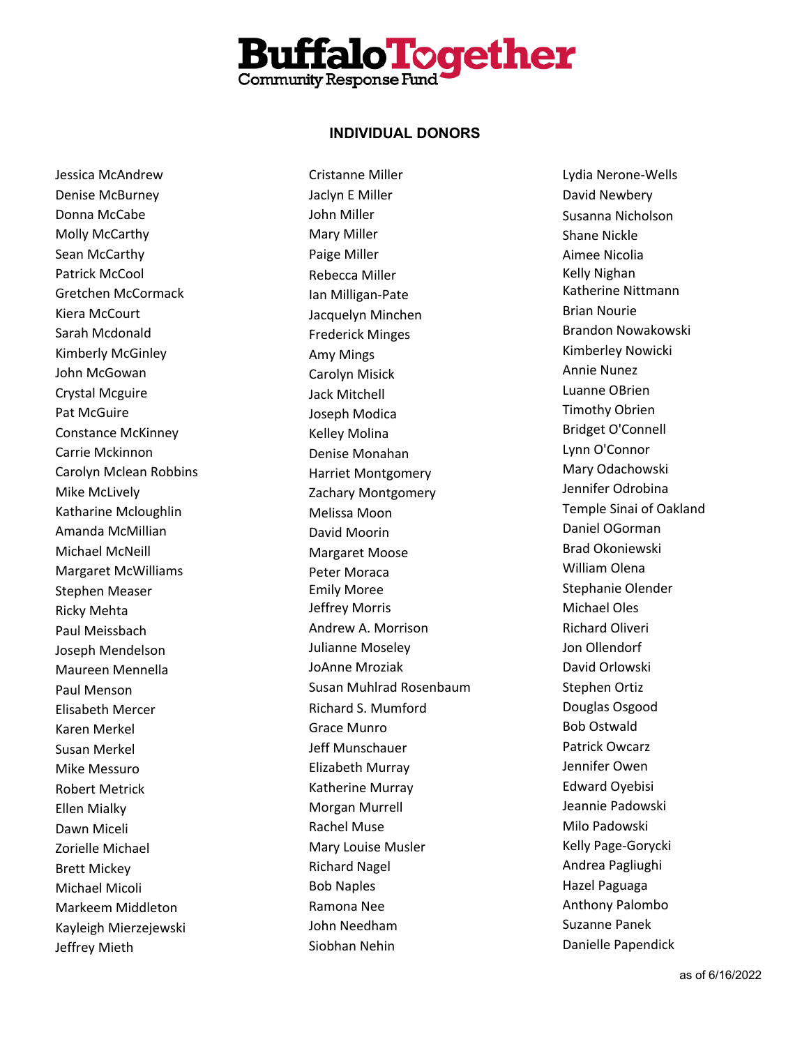## INDIVIDUAL DONORS

Jessica McAndrew
Denise McBurney
Donna McCabe
Molly McCarthy
Sean McCarthy
Patrick McCool
Gretchen McCormack
Kiera McCourt
Sarah Mcdonald
Kimberly McGinley
John McGowan
Crystal Mcguire
Pat McGuire
Constance McKinney
Carrie Mckinnon
Carolyn Mclean Robbins
Mike McLively
Katharine Mcloughlin
Amanda McMillian
Michael McNeill
Margaret McWilliams
Stephen Measer
Ricky Mehta
Paul Meissbach
Joseph Mendelson
Maureen Mennella
Paul Menson
Elisabeth Mercer
Karen Merkel
Susan Merkel
Mike Messuro
Robert Metrick
Ellen Mialky
Dawn Miceli
Zorielle Michael
Brett Mickey
Michael Micoli
Markeem Middleton
Kayleigh Mierzejewski
Jeffrey Mieth
Cristanne Miller
Jaclyn E Miller
John Miller
Mary Miller
Paige Miller
Rebecca Miller
Ian Milligan-Pate
Jacquelyn Minchen
Frederick Minges
Amy Mings
Carolyn Misick
Jack Mitchell
Joseph Modica
Kelley Molina
Denise Monahan
Harriet Montgomery
Zachary Montgomery
Melissa Moon
David Moorin
Margaret Moose
Peter Moraca
Emily Moree
Jeffrey Morris
Andrew A. Morrison
Julianne Moseley
JoAnne Mroziak
Susan Muhlrad Rosenbaum
Richard S. Mumford
Grace Munro
Jeff Munschauer
Elizabeth Murray
Katherine Murray
Morgan Murrell
Rachel Muse
Mary Louise Musler
Richard Nagel
Bob Naples
Ramona Nee
John Needham
Siobhan Nehin
Lydia Nerone-Wells
David Newbery
Susanna Nicholson
Shane Nickle
Aimee Nicolia
Kelly Nighan
Katherine Nittmann
Brian Nourie
Brandon Nowakowski
Kimberley Nowicki
Annie Nunez
Luanne OBrien
Timothy Obrien
Bridget O'Connell
Lynn O'Connor
Mary Odachowski
Jennifer Odrobina
Temple Sinai of Oakland
Daniel OGorman
Brad Okoniewski
William Olena
Stephanie Olender
Michael Oles
Richard Oliveri
Jon Ollendorf
David Orlowski
Stephen Ortiz
Douglas Osgood
Bob Ostwald
Patrick Owcarz
Jennifer Owen
Edward Oyebisi
Jeannie Padowski
Milo Padowski
Kelly Page-Gorycki
Andrea Pagliughi
Hazel Paguaga
Anthony Palombo
Suzanne Panek
Danielle Papendick

as of 6/16/2022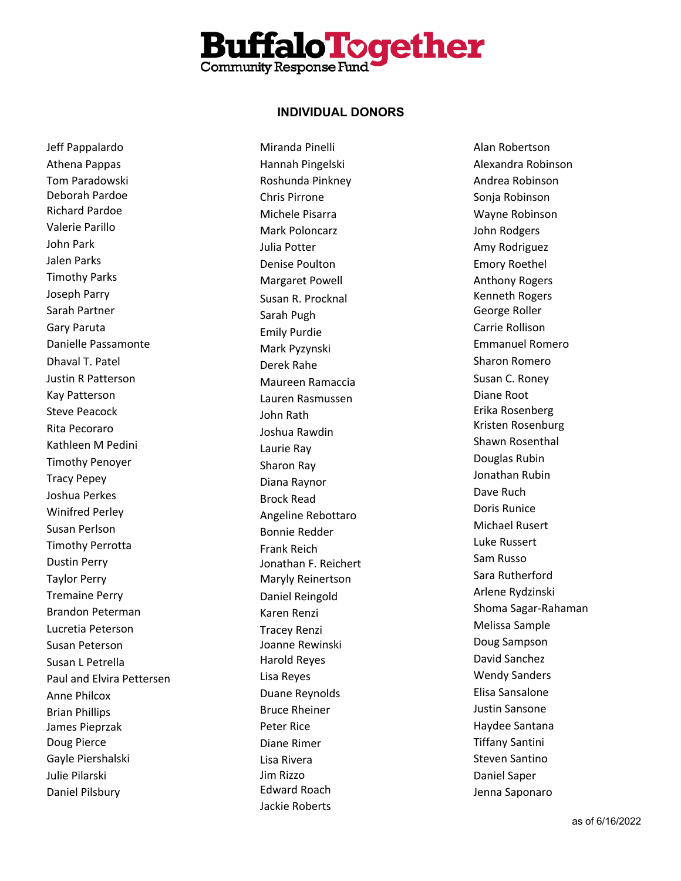# INDIVIDUAL DONORS

Jeff Pappalardo
Athena Pappas
Tom Paradowski
Deborah Pardoe
Richard Pardoe
Valerie Parillo
John Park
Jalen Parks
Timothy Parks
Joseph Parry
Sarah Partner
Gary Paruta
Danielle Passamonte
Dhaval T. Patel
Justin R Patterson
Kay Patterson
Steve Peacock
Rita Pecoraro
Kathleen M Pedini
Timothy Penoyer
Tracy Pepey
Joshua Perkes
Winifred Perley
Susan Perlson
Timothy Perrotta
Dustin Perry
Taylor Perry
Tremaine Perry
Brandon Peterman
Lucretia Peterson
Susan Peterson
Susan L Petrella
Paul and Elvira Pettersen
Anne Philcox
Brian Phillips
James Pieprzak
Doug Pierce
Gayle Piershalski
Julie Pilarski
Daniel Pilsbury
Miranda Pinelli
Hannah Pingelski
Roshunda Pinkney
Chris Pirrone
Michele Pisarra
Mark Poloncarz
Julia Potter
Denise Poulton
Margaret Powell
Susan R. Procknal
Sarah Pugh
Emily Purdie
Mark Pyzynski
Derek Rahe
Maureen Ramaccia
Lauren Rasmussen
John Rath
Joshua Rawdin
Laurie Ray
Sharon Ray
Diana Raynor
Brock Read
Angeline Rebottaro
Bonnie Redder
Frank Reich
Jonathan F. Reichert
Maryly Reinertson
Daniel Reingold
Karen Renzi
Tracey Renzi
Joanne Rewinski
Harold Reyes
Lisa Reyes
Duane Reynolds
Bruce Rheiner
Peter Rice
Diane Rimer
Lisa Rivera
Jim Rizzo
Edward Roach
Jackie Roberts
Alan Robertson
Alexandra Robinson
Andrea Robinson
Sonja Robinson
Wayne Robinson
John Rodgers
Amy Rodriguez
Emory Roethel
Anthony Rogers
Kenneth Rogers
George Roller
Carrie Rollison
Emmanuel Romero
Sharon Romero
Susan C. Roney
Diane Root
Erika Rosenberg
Kristen Rosenburg
Shawn Rosenthal
Douglas Rubin
Jonathan Rubin
Dave Ruch
Doris Runice
Michael Rusert
Luke Russert
Sam Russo
Sara Rutherford
Arlene Rydzinski
Shoma Sagar-Rahaman
Melissa Sample
Doug Sampson
David Sanchez
Wendy Sanders
Elisa Sansalone
Justin Sansone
Haydee Santana
Tiffany Santini
Steven Santino
Daniel Saper
Jenna Saponaro

as of 6/16/2022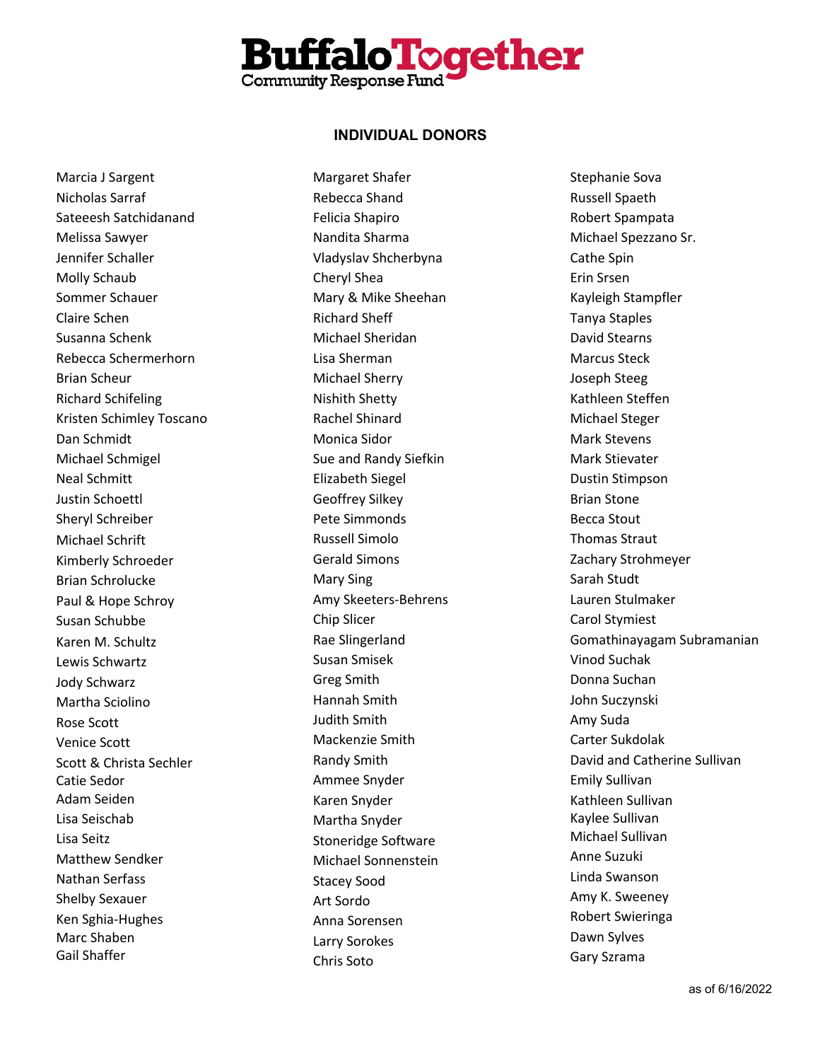# INDIVIDUAL DONORS

Marcia J Sargent
Nicholas Sarraf
Sateeesh Satchidanand
Melissa Sawyer
Jennifer Schaller
Molly Schaub
Sommer Schauer
Claire Schen
Susanna Schenk
Rebecca Schermerhorn
Brian Scheur
Richard Schifeling
Kristen Schimley Toscano
Dan Schmidt
Michael Schmigel
Neal Schmitt
Justin Schoettl
Sheryl Schreiber
Michael Schrift
Kimberly Schroeder
Brian Schrolucke
Paul & Hope Schroy
Susan Schubbe
Karen M. Schultz
Lewis Schwartz
Jody Schwarz
Martha Sciolino
Rose Scott
Venice Scott
Scott & Christa Sechler
Catie Sedor
Adam Seiden
Lisa Seischab
Lisa Seitz
Matthew Sendker
Nathan Serfass
Shelby Sexauer
Ken Sghia-Hughes
Marc Shaben
Gail Shaffer

Margaret Shafer
Rebecca Shand
Felicia Shapiro
Nandita Sharma
Vladyslav Shcherbyna
Cheryl Shea
Mary & Mike Sheehan
Richard Sheff
Michael Sheridan
Lisa Sherman
Michael Sherry
Nishith Shetty
Rachel Shinard
Monica Sidor
Sue and Randy Siefkin
Elizabeth Siegel
Geoffrey Silkey
Pete Simmonds
Russell Simolo
Gerald Simons
Mary Sing
Amy Skeeters-Behrens
Chip Slicer
Rae Slingerland
Susan Smisek
Greg Smith
Hannah Smith
Judith Smith
Mackenzie Smith
Randy Smith
Ammee Snyder
Karen Snyder
Martha Snyder
Stoneridge Software
Michael Sonnenstein
Stacey Sood
Art Sordo
Anna Sorensen
Larry Sorokes
Chris Soto

Stephanie Sova
Russell Spaeth
Robert Spampata
Michael Spezzano Sr.
Cathe Spin
Erin Srsen
Kayleigh Stampfler
Tanya Staples
David Stearns
Marcus Steck
Joseph Steeg
Kathleen Steffen
Michael Steger
Mark Stevens
Mark Stievater
Dustin Stimpson
Brian Stone
Becca Stout
Thomas Straut
Zachary Strohmeyer
Sarah Studt
Lauren Stulmaker
Carol Stymiest
Gomathinayagam Subramanian
Vinod Suchak
Donna Suchan
John Suczynski
Amy Suda
Carter Sukdolak
David and Catherine Sullivan
Emily Sullivan
Kathleen Sullivan
Kaylee Sullivan
Michael Sullivan
Anne Suzuki
Linda Swanson
Amy K. Sweeney
Robert Swieringa
Dawn Sylves
Gary Szrama

as of 6/16/2022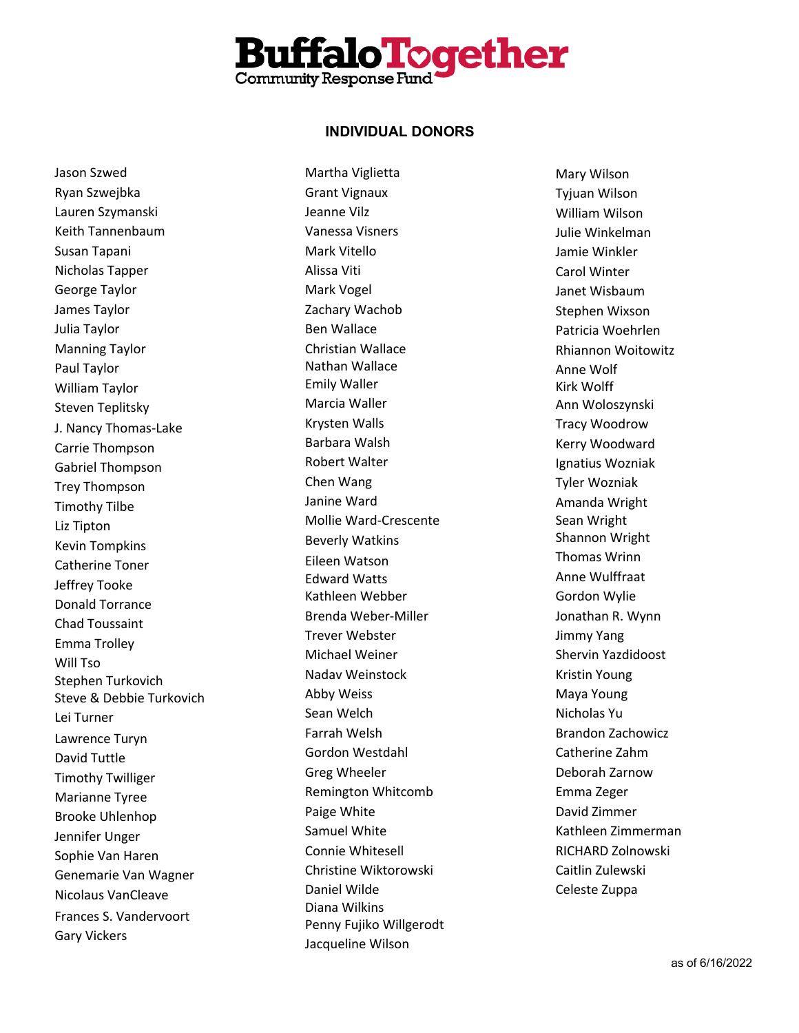BuffaloTogether
Community Response Fund

## INDIVIDUAL DONORS

Jason Szwed
Ryan Szwejbka
Lauren Szymanski
Keith Tannenbaum
Susan Tapani
Nicholas Tapper
George Taylor
James Taylor
Julia Taylor
Manning Taylor
Paul Taylor
William Taylor
Steven Teplitsky
J. Nancy Thomas-Lake
Carrie Thompson
Gabriel Thompson
Trey Thompson
Timothy Tilbe
Liz Tipton
Kevin Tompkins
Catherine Toner
Jeffrey Tooke
Donald Torrance
Chad Toussaint
Emma Trolley
Will Tso
Stephen Turkovich
Steve & Debbie Turkovich
Lei Turner
Lawrence Turyn
David Tuttle
Timothy Twilliger
Marianne Tyree
Brooke Uhlenhop
Jennifer Unger
Sophie Van Haren
Genemarie Van Wagner
Nicolaus VanCleave
Frances S. Vandervoort
Gary Vickers
Martha Viglietta
Grant Vignaux
Jeanne Vilz
Vanessa Visners
Mark Vitello
Alissa Viti
Mark Vogel
Zachary Wachob
Ben Wallace
Christian Wallace
Nathan Wallace
Emily Waller
Marcia Waller
Krysten Walls
Barbara Walsh
Robert Walter
Chen Wang
Janine Ward
Mollie Ward-Crescente
Beverly Watkins
Eileen Watson
Edward Watts
Kathleen Webber
Brenda Weber-Miller
Trever Webster
Michael Weiner
Nadav Weinstock
Abby Weiss
Sean Welch
Farrah Welsh
Gordon Westdahl
Greg Wheeler
Remington Whitcomb
Paige White
Samuel White
Connie Whitesell
Christine Wiktorowski
Daniel Wilde
Diana Wilkins
Penny Fujiko Willgerodt
Jacqueline Wilson
Mary Wilson
Tyjuan Wilson
William Wilson
Julie Winkelman
Jamie Winkler
Carol Winter
Janet Wisbaum
Stephen Wixson
Patricia Woehrlen
Rhiannon Woitowitz
Anne Wolf
Kirk Wolff
Ann Woloszynski
Tracy Woodrow
Kerry Woodward
Ignatius Wozniak
Tyler Wozniak
Amanda Wright
Sean Wright
Shannon Wright
Thomas Wrinn
Anne Wulffraat
Gordon Wylie
Jonathan R. Wynn
Jimmy Yang
Shervin Yazdidoost
Kristin Young
Maya Young
Nicholas Yu
Brandon Zachowicz
Catherine Zahm
Deborah Zarnow
Emma Zeger
David Zimmer
Kathleen Zimmerman
RICHARD Zolnowski
Caitlin Zulewski
Celeste Zuppa

as of 6/16/2022